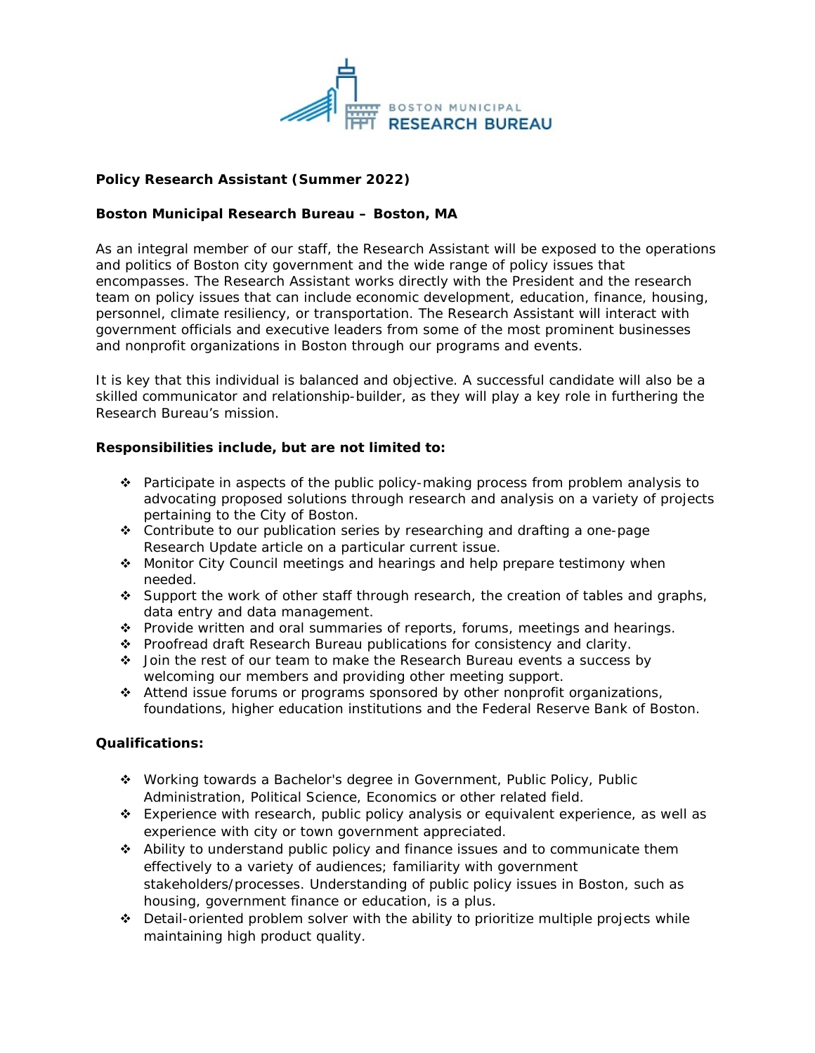BOSTON MUNICIPAL RESEARCH BUREAU

**Policy Research Assistant (Summer 2022)**

**Boston Municipal Research Bureau – Boston, MA**

As an integral member of our staff, the Research Assistant will be exposed to the operations and politics of Boston city government and the wide range of policy issues that encompasses. The Research Assistant works directly with the President and the research team on policy issues that can include economic development, education, finance, housing, personnel, climate resiliency, or transportation. The Research Assistant will interact with government officials and executive leaders from some of the most prominent businesses and nonprofit organizations in Boston through our programs and events.

It is key that this individual is balanced and objective. A successful candidate will also be a skilled communicator and relationship-builder, as they will play a key role in furthering the Research Bureau's mission.

**Responsibilities include, but are not limited to:**

- Participate in aspects of the public policy-making process from problem analysis to advocating proposed solutions through research and analysis on a variety of projects pertaining to the City of Boston.
- Contribute to our publication series by researching and drafting a one-page Research Update article on a particular current issue.
- Monitor City Council meetings and hearings and help prepare testimony when needed.
- Support the work of other staff through research, the creation of tables and graphs, data entry and data management.
- Provide written and oral summaries of reports, forums, meetings and hearings.
- Proofread draft Research Bureau publications for consistency and clarity.
- Join the rest of our team to make the Research Bureau events a success by welcoming our members and providing other meeting support.
- Attend issue forums or programs sponsored by other nonprofit organizations, foundations, higher education institutions and the Federal Reserve Bank of Boston.

**Qualifications:**

- Working towards a Bachelor's degree in Government, Public Policy, Public Administration, Political Science, Economics or other related field.
- Experience with research, public policy analysis or equivalent experience, as well as experience with city or town government appreciated.
- Ability to understand public policy and finance issues and to communicate them effectively to a variety of audiences; familiarity with government stakeholders/processes. Understanding of public policy issues in Boston, such as housing, government finance or education, is a plus.
- Detail-oriented problem solver with the ability to prioritize multiple projects while maintaining high product quality.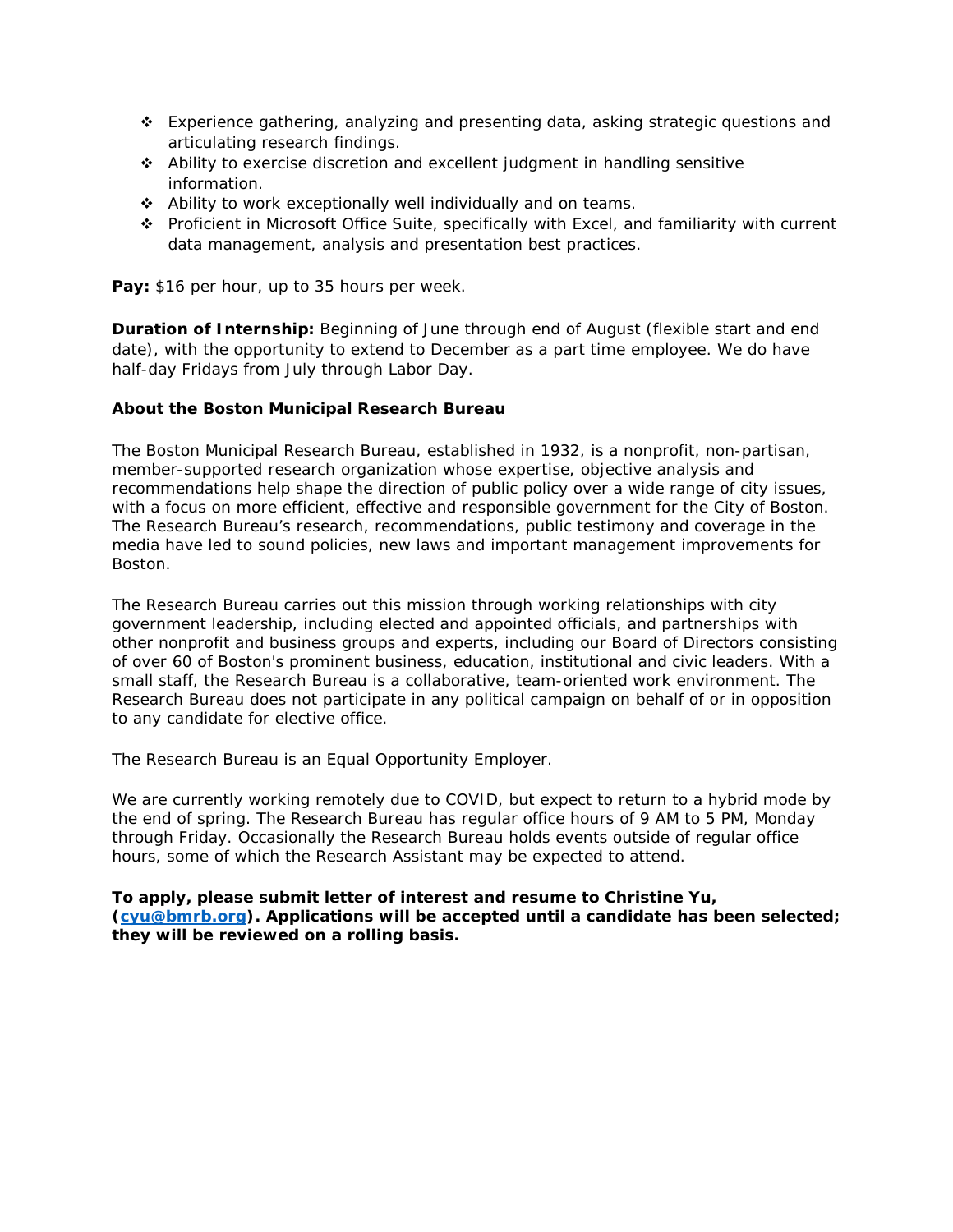- Experience gathering, analyzing and presenting data, asking strategic questions and articulating research findings.
- Ability to exercise discretion and excellent judgment in handling sensitive information.
- Ability to work exceptionally well individually and on teams.
- Proficient in Microsoft Office Suite, specifically with Excel, and familiarity with current data management, analysis and presentation best practices.

**Pay:** $16 per hour, up to 35 hours per week.

**Duration of Internship:** Beginning of June through end of August (flexible start and end date), with the opportunity to extend to December as a part time employee. We do have half-day Fridays from July through Labor Day.

**About the Boston Municipal Research Bureau**

The Boston Municipal Research Bureau, established in 1932, is a nonprofit, non-partisan, member-supported research organization whose expertise, objective analysis and recommendations help shape the direction of public policy over a wide range of city issues, with a focus on more efficient, effective and responsible government for the City of Boston. The Research Bureau's research, recommendations, public testimony and coverage in the media have led to sound policies, new laws and important management improvements for Boston.

The Research Bureau carries out this mission through working relationships with city government leadership, including elected and appointed officials, and partnerships with other nonprofit and business groups and experts, including our Board of Directors consisting of over 60 of Boston's prominent business, education, institutional and civic leaders. With a small staff, the Research Bureau is a collaborative, team-oriented work environment. The Research Bureau does not participate in any political campaign on behalf of or in opposition to any candidate for elective office.

The Research Bureau is an Equal Opportunity Employer.

We are currently working remotely due to COVID, but expect to return to a hybrid mode by the end of spring. The Research Bureau has regular office hours of 9 AM to 5 PM, Monday through Friday. Occasionally the Research Bureau holds events outside of regular office hours, some of which the Research Assistant may be expected to attend.

**To apply, please submit letter of interest and resume to Christine Yu, (cyu@bmrb.org). Applications will be accepted until a candidate has been selected; they will be reviewed on a rolling basis.**